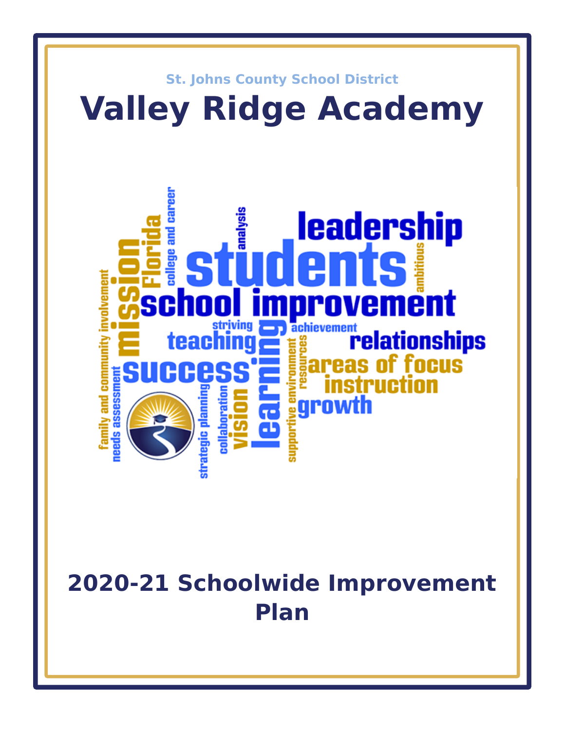St. Johns County School District

# Valley Ridge Academy

## 2020-21 Schoolwide Improvement Plan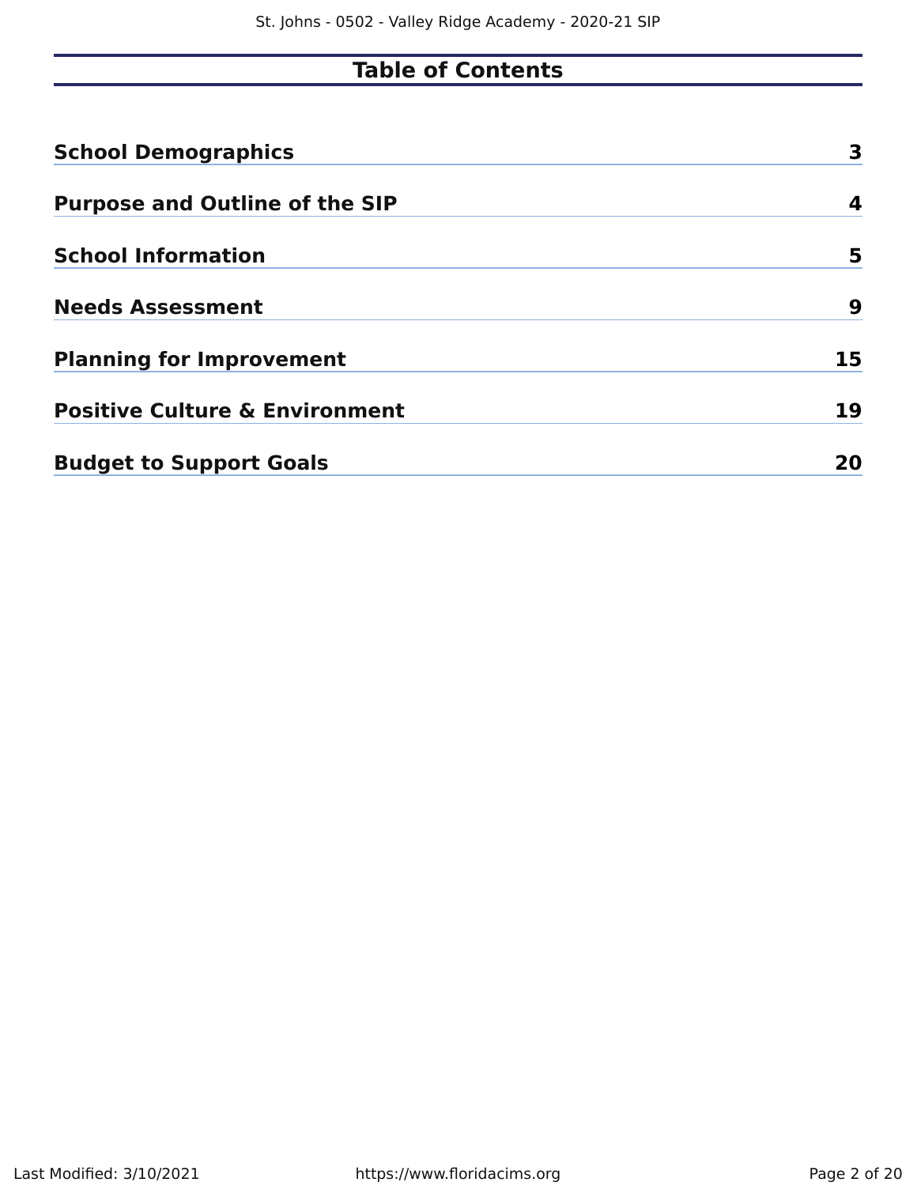# Table of Contents

| Section | Page |
|---|---|
| **School Demographics** | **3** |
| **Purpose and Outline of the SIP** | **4** |
| **School Information** | **5** |
| **Needs Assessment** | **9** |
| **Planning for Improvement** | **15** |
| **Positive Culture & Environment** | **19** |
| **Budget to Support Goals** | **20** |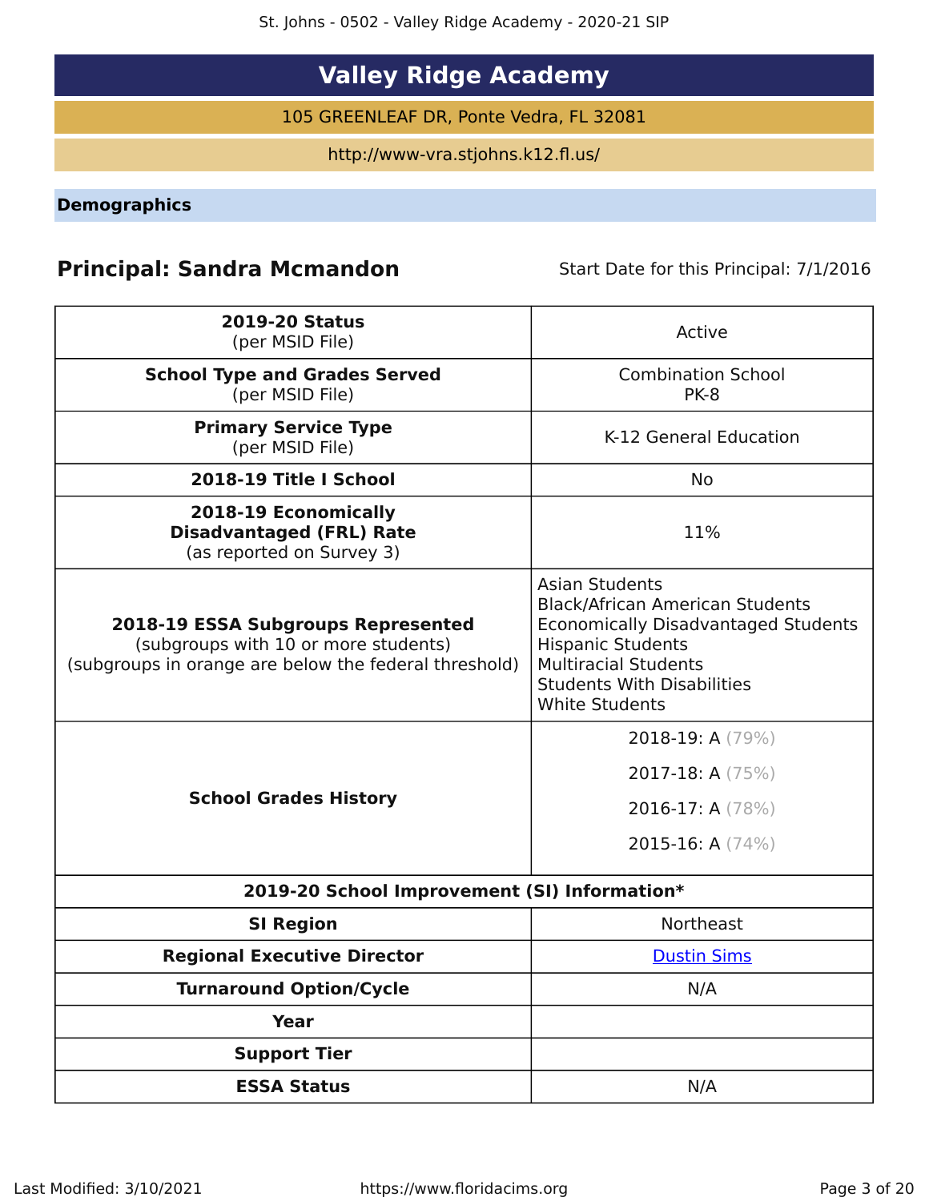# Valley Ridge Academy

105 GREENLEAF DR, Ponte Vedra, FL 32081

http://www-vra.stjohns.k12.fl.us/

## Demographics

**Principal: Sandra Mcmandon** Start Date for this Principal: 7/1/2016

| | |
|---|---|
| **2019-20 Status** (per MSID File) | Active |
| **School Type and Grades Served** (per MSID File) | Combination School PK-8 |
| **Primary Service Type** (per MSID File) | K-12 General Education |
| **2018-19 Title I School** | No |
| **2018-19 Economically Disadvantaged (FRL) Rate** (as reported on Survey 3) | 11% |
| **2018-19 ESSA Subgroups Represented** (subgroups with 10 or more students) (subgroups in orange are below the federal threshold) | Asian Students<br>Black/African American Students<br>Economically Disadvantaged Students<br>Hispanic Students<br>Multiracial Students<br>Students With Disabilities<br>White Students |
| **School Grades History** | 2018-19: A (79%)<br>2017-18: A (75%)<br>2016-17: A (78%)<br>2015-16: A (74%) |
| **2019-20 School Improvement (SI) Information*** | |
| **SI Region** | Northeast |
| **Regional Executive Director** | Dustin Sims |
| **Turnaround Option/Cycle** | N/A |
| **Year** | |
| **Support Tier** | |
| **ESSA Status** | N/A |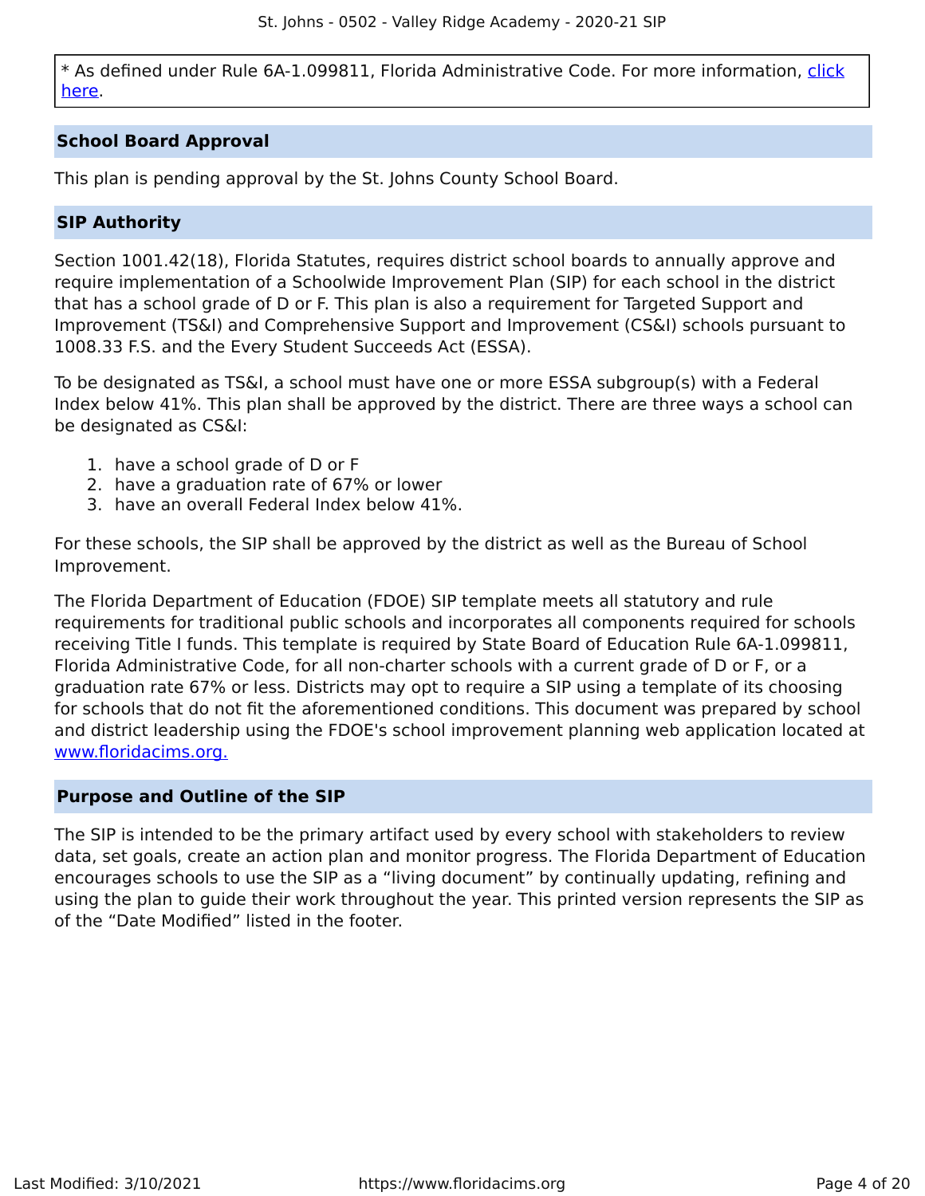* As defined under Rule 6A-1.099811, Florida Administrative Code. For more information, [click here](#).

## School Board Approval

This plan is pending approval by the St. Johns County School Board.

## SIP Authority

Section 1001.42(18), Florida Statutes, requires district school boards to annually approve and require implementation of a Schoolwide Improvement Plan (SIP) for each school in the district that has a school grade of D or F. This plan is also a requirement for Targeted Support and Improvement (TS&I) and Comprehensive Support and Improvement (CS&I) schools pursuant to 1008.33 F.S. and the Every Student Succeeds Act (ESSA).

To be designated as TS&I, a school must have one or more ESSA subgroup(s) with a Federal Index below 41%. This plan shall be approved by the district. There are three ways a school can be designated as CS&I:

1. have a school grade of D or F
2. have a graduation rate of 67% or lower
3. have an overall Federal Index below 41%.

For these schools, the SIP shall be approved by the district as well as the Bureau of School Improvement.

The Florida Department of Education (FDOE) SIP template meets all statutory and rule requirements for traditional public schools and incorporates all components required for schools receiving Title I funds. This template is required by State Board of Education Rule 6A-1.099811, Florida Administrative Code, for all non-charter schools with a current grade of D or F, or a graduation rate 67% or less. Districts may opt to require a SIP using a template of its choosing for schools that do not fit the aforementioned conditions. This document was prepared by school and district leadership using the FDOE's school improvement planning web application located at [www.floridacims.org.](https://www.floridacims.org)

## Purpose and Outline of the SIP

The SIP is intended to be the primary artifact used by every school with stakeholders to review data, set goals, create an action plan and monitor progress. The Florida Department of Education encourages schools to use the SIP as a "living document" by continually updating, refining and using the plan to guide their work throughout the year. This printed version represents the SIP as of the "Date Modified" listed in the footer.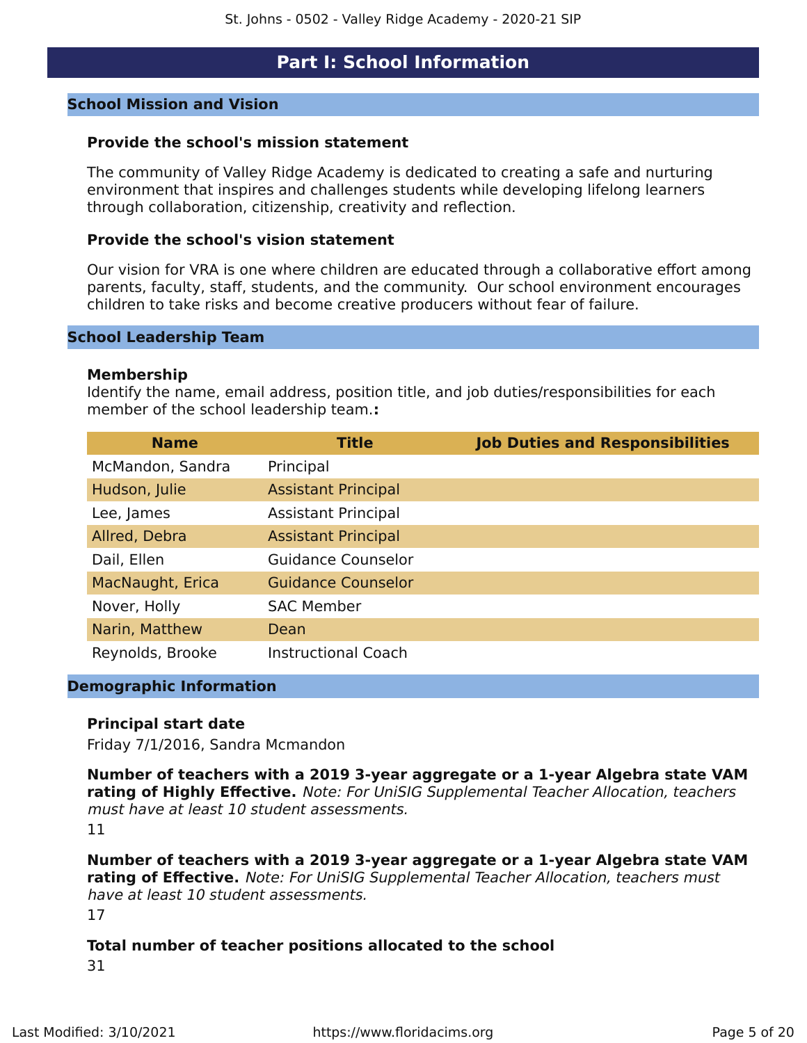# Part I: School Information

## School Mission and Vision

### Provide the school's mission statement

The community of Valley Ridge Academy is dedicated to creating a safe and nurturing environment that inspires and challenges students while developing lifelong learners through collaboration, citizenship, creativity and reflection.

### Provide the school's vision statement

Our vision for VRA is one where children are educated through a collaborative effort among parents, faculty, staff, students, and the community. Our school environment encourages children to take risks and become creative producers without fear of failure.

## School Leadership Team

**Membership**
Identify the name, email address, position title, and job duties/responsibilities for each member of the school leadership team.**:**

| Name | Title | Job Duties and Responsibilities |
|---|---|---|
| McMandon, Sandra | Principal | |
| Hudson, Julie | Assistant Principal | |
| Lee, James | Assistant Principal | |
| Allred, Debra | Assistant Principal | |
| Dail, Ellen | Guidance Counselor | |
| MacNaught, Erica | Guidance Counselor | |
| Nover, Holly | SAC Member | |
| Narin, Matthew | Dean | |
| Reynolds, Brooke | Instructional Coach | |

## Demographic Information

**Principal start date**
Friday 7/1/2016, Sandra Mcmandon

**Number of teachers with a 2019 3-year aggregate or a 1-year Algebra state VAM rating of Highly Effective.** *Note: For UniSIG Supplemental Teacher Allocation, teachers must have at least 10 student assessments.*
11

**Number of teachers with a 2019 3-year aggregate or a 1-year Algebra state VAM rating of Effective.** *Note: For UniSIG Supplemental Teacher Allocation, teachers must have at least 10 student assessments.*
17

**Total number of teacher positions allocated to the school**
31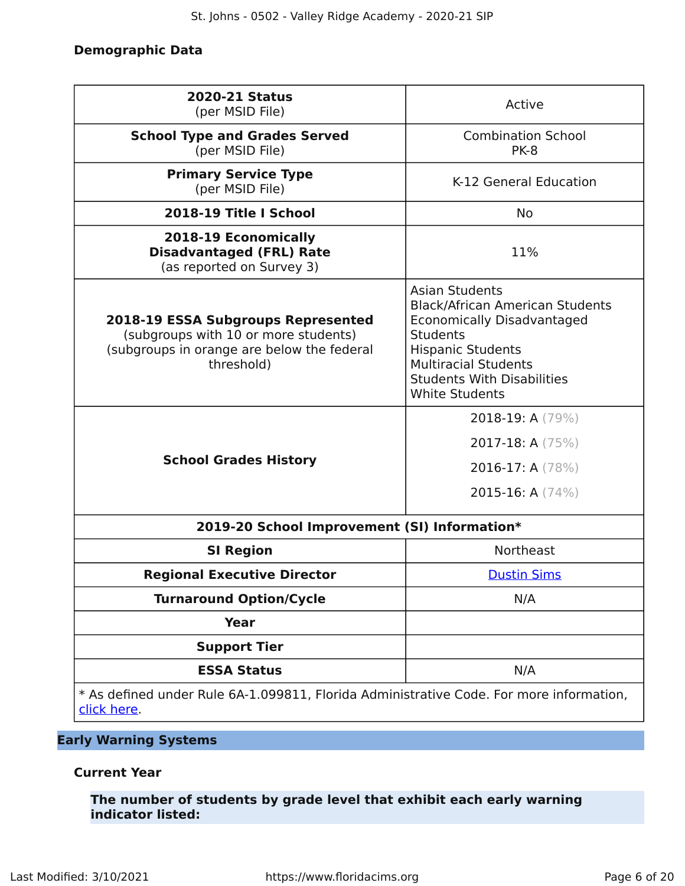### Demographic Data

| | |
|---|---|
| **2020-21 Status** (per MSID File) | Active |
| **School Type and Grades Served** (per MSID File) | Combination School PK-8 |
| **Primary Service Type** (per MSID File) | K-12 General Education |
| **2018-19 Title I School** | No |
| **2018-19 Economically Disadvantaged (FRL) Rate** (as reported on Survey 3) | 11% |
| **2018-19 ESSA Subgroups Represented** (subgroups with 10 or more students) (subgroups in orange are below the federal threshold) | Asian Students<br>Black/African American Students<br>Economically Disadvantaged Students<br>Hispanic Students<br>Multiracial Students<br>Students With Disabilities<br>White Students |
| **School Grades History** | 2018-19: A (79%)<br>2017-18: A (75%)<br>2016-17: A (78%)<br>2015-16: A (74%) |
| **2019-20 School Improvement (SI) Information*** | |
| **SI Region** | Northeast |
| **Regional Executive Director** | Dustin Sims |
| **Turnaround Option/Cycle** | N/A |
| **Year** | |
| **Support Tier** | |
| **ESSA Status** | N/A |

* As defined under Rule 6A-1.099811, Florida Administrative Code. For more information, click here.

## Early Warning Systems

### Current Year

**The number of students by grade level that exhibit each early warning indicator listed:**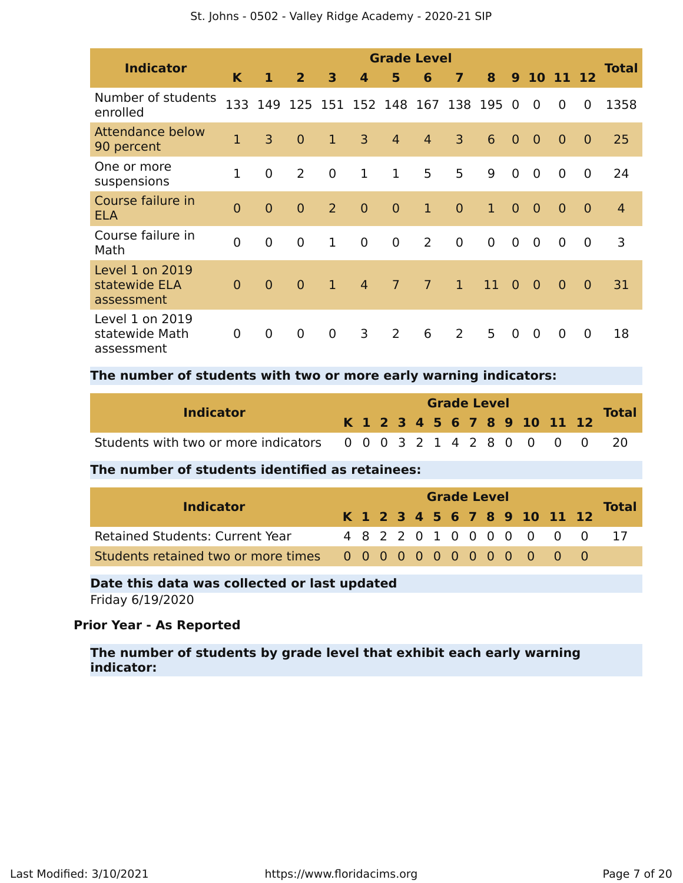| Indicator | Grade Level | | | | | | | | | | | | | Total |
|---|---|---|---|---|---|---|---|---|---|---|---|---|---|---|
| | K | 1 | 2 | 3 | 4 | 5 | 6 | 7 | 8 | 9 | 10 | 11 | 12 | |
| Number of students enrolled | 133 | 149 | 125 | 151 | 152 | 148 | 167 | 138 | 195 | 0 | 0 | 0 | 0 | 1358 |
| Attendance below 90 percent | 1 | 3 | 0 | 1 | 3 | 4 | 4 | 3 | 6 | 0 | 0 | 0 | 0 | 25 |
| One or more suspensions | 1 | 0 | 2 | 0 | 1 | 1 | 5 | 5 | 9 | 0 | 0 | 0 | 0 | 24 |
| Course failure in ELA | 0 | 0 | 0 | 2 | 0 | 0 | 1 | 0 | 1 | 0 | 0 | 0 | 0 | 4 |
| Course failure in Math | 0 | 0 | 0 | 1 | 0 | 0 | 2 | 0 | 0 | 0 | 0 | 0 | 0 | 3 |
| Level 1 on 2019 statewide ELA assessment | 0 | 0 | 0 | 1 | 4 | 7 | 7 | 1 | 11 | 0 | 0 | 0 | 0 | 31 |
| Level 1 on 2019 statewide Math assessment | 0 | 0 | 0 | 0 | 3 | 2 | 6 | 2 | 5 | 0 | 0 | 0 | 0 | 18 |

**The number of students with two or more early warning indicators:**

| Indicator | Grade Level | | | | | | | | | | | | | Total |
|---|---|---|---|---|---|---|---|---|---|---|---|---|---|---|
| | K | 1 | 2 | 3 | 4 | 5 | 6 | 7 | 8 | 9 | 10 | 11 | 12 | |
| Students with two or more indicators | 0 | 0 | 0 | 3 | 2 | 1 | 4 | 2 | 8 | 0 | 0 | 0 | 0 | 20 |

**The number of students identified as retainees:**

| Indicator | Grade Level | | | | | | | | | | | | | Total |
|---|---|---|---|---|---|---|---|---|---|---|---|---|---|---|
| | K | 1 | 2 | 3 | 4 | 5 | 6 | 7 | 8 | 9 | 10 | 11 | 12 | |
| Retained Students: Current Year | 4 | 8 | 2 | 2 | 0 | 1 | 0 | 0 | 0 | 0 | 0 | 0 | 0 | 17 |
| Students retained two or more times | 0 | 0 | 0 | 0 | 0 | 0 | 0 | 0 | 0 | 0 | 0 | 0 | 0 | |

**Date this data was collected or last updated**

Friday 6/19/2020

**Prior Year - As Reported**

**The number of students by grade level that exhibit each early warning indicator:**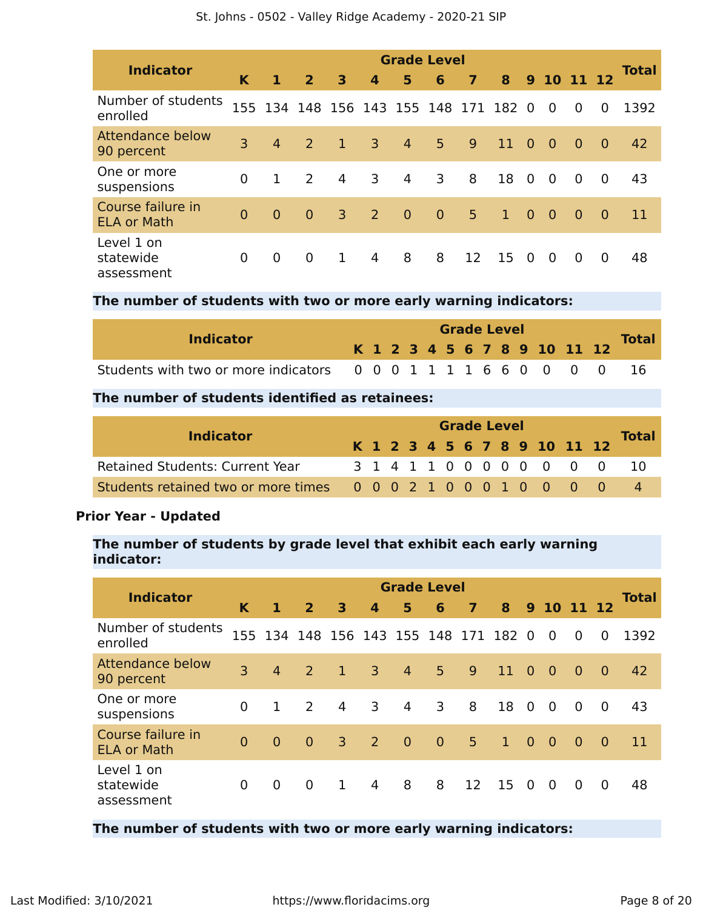| Indicator | Grade Level | | | | | | | | | | | | | Total |
|---|---|---|---|---|---|---|---|---|---|---|---|---|---|---|
| | K | 1 | 2 | 3 | 4 | 5 | 6 | 7 | 8 | 9 | 10 | 11 | 12 | |
| Number of students enrolled | 155 | 134 | 148 | 156 | 143 | 155 | 148 | 171 | 182 | 0 | 0 | 0 | 0 | 1392 |
| Attendance below 90 percent | 3 | 4 | 2 | 1 | 3 | 4 | 5 | 9 | 11 | 0 | 0 | 0 | 0 | 42 |
| One or more suspensions | 0 | 1 | 2 | 4 | 3 | 4 | 3 | 8 | 18 | 0 | 0 | 0 | 0 | 43 |
| Course failure in ELA or Math | 0 | 0 | 0 | 3 | 2 | 0 | 0 | 5 | 1 | 0 | 0 | 0 | 0 | 11 |
| Level 1 on statewide assessment | 0 | 0 | 0 | 1 | 4 | 8 | 8 | 12 | 15 | 0 | 0 | 0 | 0 | 48 |

**The number of students with two or more early warning indicators:**

| Indicator | Grade Level | | | | | | | | | | | | | Total |
|---|---|---|---|---|---|---|---|---|---|---|---|---|---|---|
| | K | 1 | 2 | 3 | 4 | 5 | 6 | 7 | 8 | 9 | 10 | 11 | 12 | |
| Students with two or more indicators | 0 | 0 | 0 | 1 | 1 | 1 | 1 | 6 | 6 | 0 | 0 | 0 | 0 | 16 |

**The number of students identified as retainees:**

| Indicator | Grade Level | | | | | | | | | | | | | Total |
|---|---|---|---|---|---|---|---|---|---|---|---|---|---|---|
| | K | 1 | 2 | 3 | 4 | 5 | 6 | 7 | 8 | 9 | 10 | 11 | 12 | |
| Retained Students: Current Year | 3 | 1 | 4 | 1 | 1 | 0 | 0 | 0 | 0 | 0 | 0 | 0 | 0 | 10 |
| Students retained two or more times | 0 | 0 | 0 | 2 | 1 | 0 | 0 | 0 | 1 | 0 | 0 | 0 | 0 | 4 |

**Prior Year - Updated**

**The number of students by grade level that exhibit each early warning indicator:**

| Indicator | Grade Level | | | | | | | | | | | | | Total |
|---|---|---|---|---|---|---|---|---|---|---|---|---|---|---|
| | K | 1 | 2 | 3 | 4 | 5 | 6 | 7 | 8 | 9 | 10 | 11 | 12 | |
| Number of students enrolled | 155 | 134 | 148 | 156 | 143 | 155 | 148 | 171 | 182 | 0 | 0 | 0 | 0 | 1392 |
| Attendance below 90 percent | 3 | 4 | 2 | 1 | 3 | 4 | 5 | 9 | 11 | 0 | 0 | 0 | 0 | 42 |
| One or more suspensions | 0 | 1 | 2 | 4 | 3 | 4 | 3 | 8 | 18 | 0 | 0 | 0 | 0 | 43 |
| Course failure in ELA or Math | 0 | 0 | 0 | 3 | 2 | 0 | 0 | 5 | 1 | 0 | 0 | 0 | 0 | 11 |
| Level 1 on statewide assessment | 0 | 0 | 0 | 1 | 4 | 8 | 8 | 12 | 15 | 0 | 0 | 0 | 0 | 48 |

**The number of students with two or more early warning indicators:**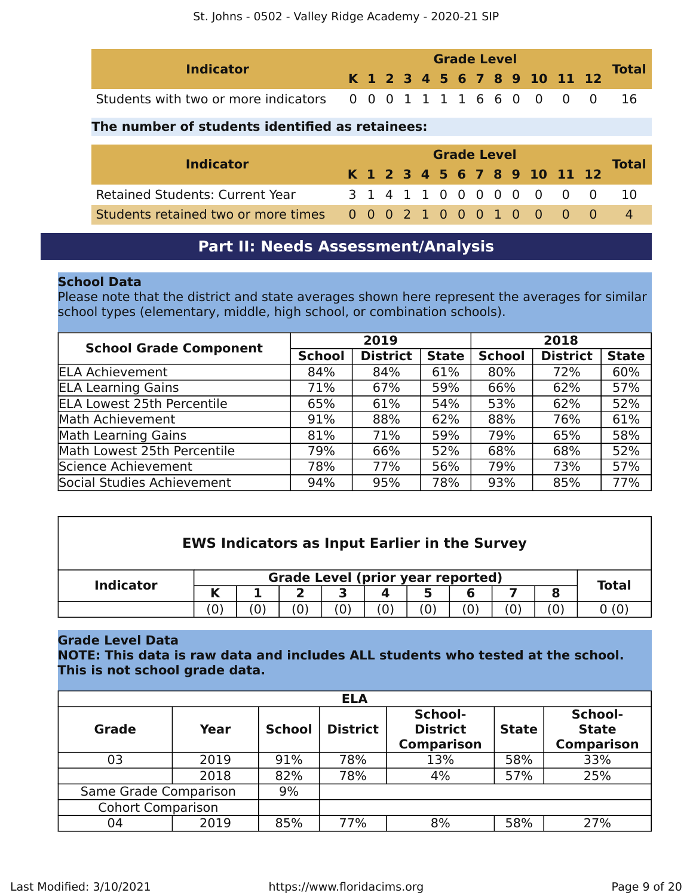| Indicator | Grade Level | | | | | | | | | | | | | Total |
|---|---|---|---|---|---|---|---|---|---|---|---|---|---|---|
| | K | 1 | 2 | 3 | 4 | 5 | 6 | 7 | 8 | 9 | 10 | 11 | 12 | |
| Students with two or more indicators | 0 | 0 | 0 | 1 | 1 | 1 | 1 | 6 | 6 | 0 | 0 | 0 | 0 | 16 |

**The number of students identified as retainees:**

| Indicator | Grade Level | | | | | | | | | | | | | Total |
|---|---|---|---|---|---|---|---|---|---|---|---|---|---|---|
| | K | 1 | 2 | 3 | 4 | 5 | 6 | 7 | 8 | 9 | 10 | 11 | 12 | |
| Retained Students: Current Year | 3 | 1 | 4 | 1 | 1 | 0 | 0 | 0 | 0 | 0 | 0 | 0 | 0 | 10 |
| Students retained two or more times | 0 | 0 | 0 | 2 | 1 | 0 | 0 | 0 | 1 | 0 | 0 | 0 | 0 | 4 |

## Part II: Needs Assessment/Analysis

**School Data**

Please note that the district and state averages shown here represent the averages for similar school types (elementary, middle, high school, or combination schools).

| School Grade Component | 2019 | | | 2018 | | |
|---|---|---|---|---|---|---|
| | School | District | State | School | District | State |
| ELA Achievement | 84% | 84% | 61% | 80% | 72% | 60% |
| ELA Learning Gains | 71% | 67% | 59% | 66% | 62% | 57% |
| ELA Lowest 25th Percentile | 65% | 61% | 54% | 53% | 62% | 52% |
| Math Achievement | 91% | 88% | 62% | 88% | 76% | 61% |
| Math Learning Gains | 81% | 71% | 59% | 79% | 65% | 58% |
| Math Lowest 25th Percentile | 79% | 66% | 52% | 68% | 68% | 52% |
| Science Achievement | 78% | 77% | 56% | 79% | 73% | 57% |
| Social Studies Achievement | 94% | 95% | 78% | 93% | 85% | 77% |

**EWS Indicators as Input Earlier in the Survey**

| Indicator | Grade Level (prior year reported) | | | | | | | | | Total |
|---|---|---|---|---|---|---|---|---|---|---|
| | K | 1 | 2 | 3 | 4 | 5 | 6 | 7 | 8 | |
| | (0) | (0) | (0) | (0) | (0) | (0) | (0) | (0) | (0) | 0 (0) |

**Grade Level Data**

**NOTE: This data is raw data and includes ALL students who tested at the school. This is not school grade data.**

| ELA | | | | | | |
|---|---|---|---|---|---|---|
| Grade | Year | School | District | School-District Comparison | State | School-State Comparison |
| 03 | 2019 | 91% | 78% | 13% | 58% | 33% |
| | 2018 | 82% | 78% | 4% | 57% | 25% |
| Same Grade Comparison | | 9% | | | | |
| Cohort Comparison | | | | | | |
| 04 | 2019 | 85% | 77% | 8% | 58% | 27% |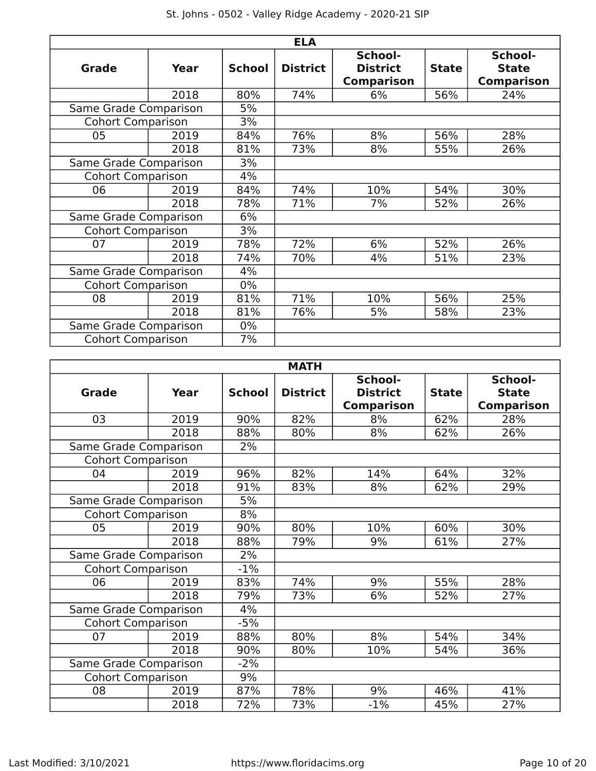| ELA | | | | | | |
|---|---|---|---|---|---|---|
| **Grade** | **Year** | **School** | **District** | **School-District Comparison** | **State** | **School-State Comparison** |
| | 2018 | 80% | 74% | 6% | 56% | 24% |
| Same Grade Comparison | | 5% | | | | |
| Cohort Comparison | | 3% | | | | |
| 05 | 2019 | 84% | 76% | 8% | 56% | 28% |
| | 2018 | 81% | 73% | 8% | 55% | 26% |
| Same Grade Comparison | | 3% | | | | |
| Cohort Comparison | | 4% | | | | |
| 06 | 2019 | 84% | 74% | 10% | 54% | 30% |
| | 2018 | 78% | 71% | 7% | 52% | 26% |
| Same Grade Comparison | | 6% | | | | |
| Cohort Comparison | | 3% | | | | |
| 07 | 2019 | 78% | 72% | 6% | 52% | 26% |
| | 2018 | 74% | 70% | 4% | 51% | 23% |
| Same Grade Comparison | | 4% | | | | |
| Cohort Comparison | | 0% | | | | |
| 08 | 2019 | 81% | 71% | 10% | 56% | 25% |
| | 2018 | 81% | 76% | 5% | 58% | 23% |
| Same Grade Comparison | | 0% | | | | |
| Cohort Comparison | | 7% | | | | |

| MATH | | | | | | |
|---|---|---|---|---|---|---|
| **Grade** | **Year** | **School** | **District** | **School-District Comparison** | **State** | **School-State Comparison** |
| 03 | 2019 | 90% | 82% | 8% | 62% | 28% |
| | 2018 | 88% | 80% | 8% | 62% | 26% |
| Same Grade Comparison | | 2% | | | | |
| Cohort Comparison | | | | | | |
| 04 | 2019 | 96% | 82% | 14% | 64% | 32% |
| | 2018 | 91% | 83% | 8% | 62% | 29% |
| Same Grade Comparison | | 5% | | | | |
| Cohort Comparison | | 8% | | | | |
| 05 | 2019 | 90% | 80% | 10% | 60% | 30% |
| | 2018 | 88% | 79% | 9% | 61% | 27% |
| Same Grade Comparison | | 2% | | | | |
| Cohort Comparison | | -1% | | | | |
| 06 | 2019 | 83% | 74% | 9% | 55% | 28% |
| | 2018 | 79% | 73% | 6% | 52% | 27% |
| Same Grade Comparison | | 4% | | | | |
| Cohort Comparison | | -5% | | | | |
| 07 | 2019 | 88% | 80% | 8% | 54% | 34% |
| | 2018 | 90% | 80% | 10% | 54% | 36% |
| Same Grade Comparison | | -2% | | | | |
| Cohort Comparison | | 9% | | | | |
| 08 | 2019 | 87% | 78% | 9% | 46% | 41% |
| | 2018 | 72% | 73% | -1% | 45% | 27% |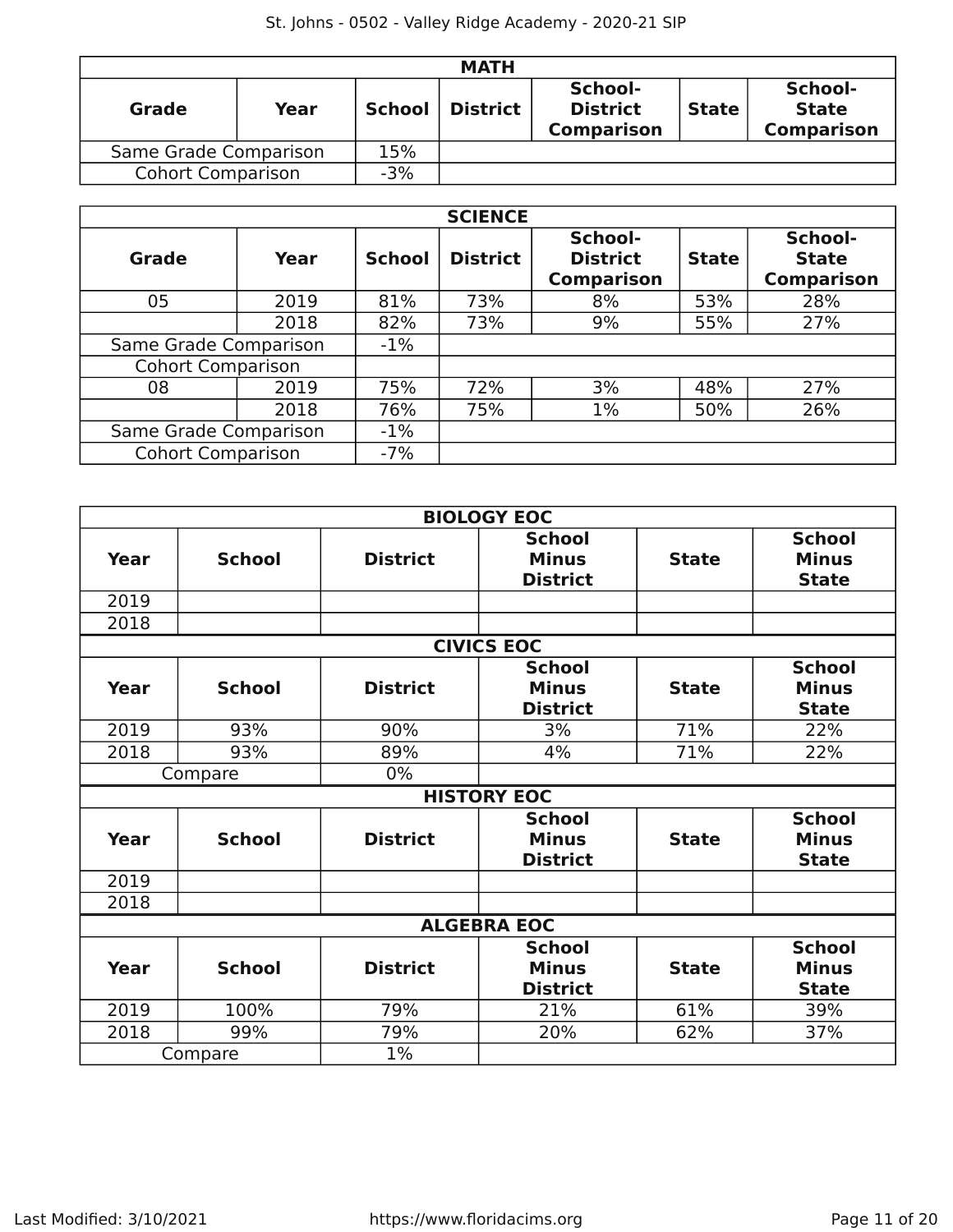| MATH | | | | | | |
|---|---|---|---|---|---|---|
| **Grade** | **Year** | **School** | **District** | **School-District Comparison** | **State** | **School-State Comparison** |
| Same Grade Comparison | | 15% | | | | |
| Cohort Comparison | | -3% | | | | |

| SCIENCE | | | | | | |
|---|---|---|---|---|---|---|
| **Grade** | **Year** | **School** | **District** | **School-District Comparison** | **State** | **School-State Comparison** |
| 05 | 2019 | 81% | 73% | 8% | 53% | 28% |
| | 2018 | 82% | 73% | 9% | 55% | 27% |
| Same Grade Comparison | | -1% | | | | |
| Cohort Comparison | | | | | | |
| 08 | 2019 | 75% | 72% | 3% | 48% | 27% |
| | 2018 | 76% | 75% | 1% | 50% | 26% |
| Same Grade Comparison | | -1% | | | | |
| Cohort Comparison | | -7% | | | | |

| BIOLOGY EOC | | | | | |
|---|---|---|---|---|---|
| **Year** | **School** | **District** | **School Minus District** | **State** | **School Minus State** |
| 2019 | | | | | |
| 2018 | | | | | |

| CIVICS EOC | | | | | |
|---|---|---|---|---|---|
| **Year** | **School** | **District** | **School Minus District** | **State** | **School Minus State** |
| 2019 | 93% | 90% | 3% | 71% | 22% |
| 2018 | 93% | 89% | 4% | 71% | 22% |
| Compare | | 0% | | | |

| HISTORY EOC | | | | | |
|---|---|---|---|---|---|
| **Year** | **School** | **District** | **School Minus District** | **State** | **School Minus State** |
| 2019 | | | | | |
| 2018 | | | | | |

| ALGEBRA EOC | | | | | |
|---|---|---|---|---|---|
| **Year** | **School** | **District** | **School Minus District** | **State** | **School Minus State** |
| 2019 | 100% | 79% | 21% | 61% | 39% |
| 2018 | 99% | 79% | 20% | 62% | 37% |
| Compare | | 1% | | | |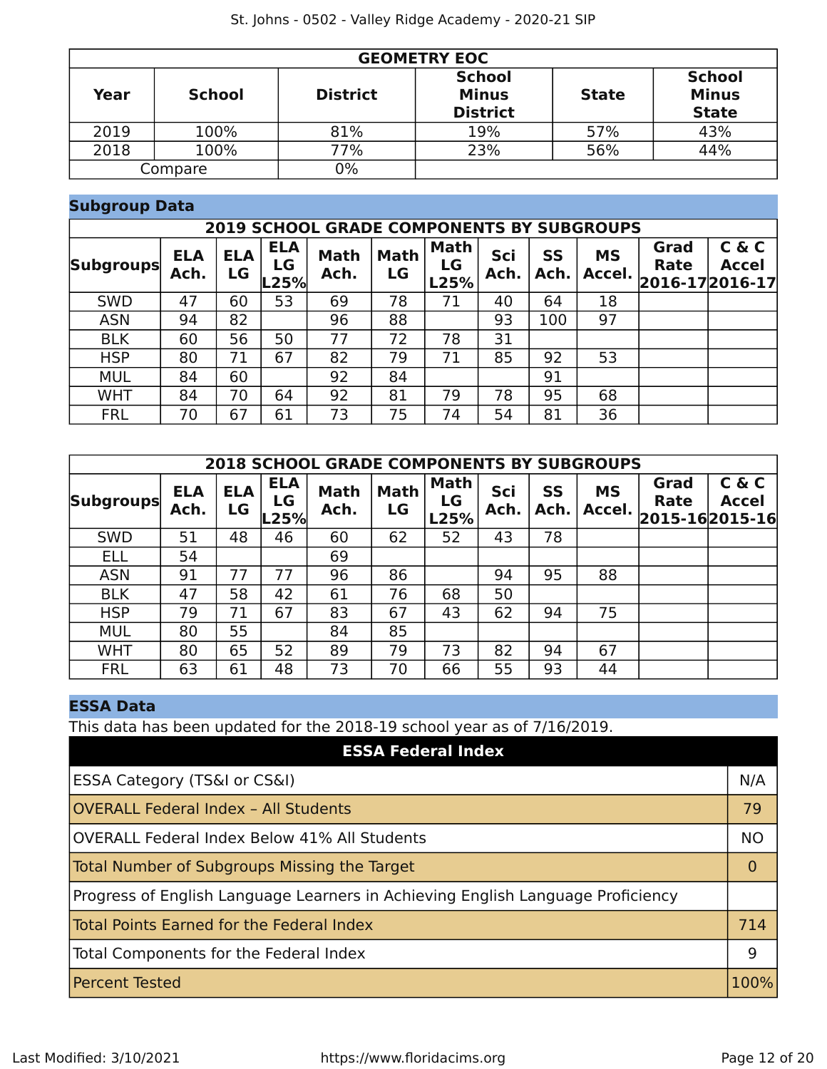| GEOMETRY EOC | | | | | |
|---|---|---|---|---|---|
| **Year** | **School** | **District** | **School Minus District** | **State** | **School Minus State** |
| 2019 | 100% | 81% | 19% | 57% | 43% |
| 2018 | 100% | 77% | 23% | 56% | 44% |
| Compare | | 0% | | | |

## Subgroup Data

| 2019 SCHOOL GRADE COMPONENTS BY SUBGROUPS | | | | | | | | | | | |
|---|---|---|---|---|---|---|---|---|---|---|---|
| **Subgroups** | **ELA Ach.** | **ELA LG** | **ELA LG L25%** | **Math Ach.** | **Math LG** | **Math LG L25%** | **Sci Ach.** | **SS Ach.** | **MS Accel.** | **Grad Rate 2016-17** | **C & C Accel 2016-17** |
| SWD | 47 | 60 | 53 | 69 | 78 | 71 | 40 | 64 | 18 | | |
| ASN | 94 | 82 | | 96 | 88 | | 93 | 100 | 97 | | |
| BLK | 60 | 56 | 50 | 77 | 72 | 78 | 31 | | | | |
| HSP | 80 | 71 | 67 | 82 | 79 | 71 | 85 | 92 | 53 | | |
| MUL | 84 | 60 | | 92 | 84 | | | 91 | | | |
| WHT | 84 | 70 | 64 | 92 | 81 | 79 | 78 | 95 | 68 | | |
| FRL | 70 | 67 | 61 | 73 | 75 | 74 | 54 | 81 | 36 | | |

| 2018 SCHOOL GRADE COMPONENTS BY SUBGROUPS | | | | | | | | | | | |
|---|---|---|---|---|---|---|---|---|---|---|---|
| **Subgroups** | **ELA Ach.** | **ELA LG** | **ELA LG L25%** | **Math Ach.** | **Math LG** | **Math LG L25%** | **Sci Ach.** | **SS Ach.** | **MS Accel.** | **Grad Rate 2015-16** | **C & C Accel 2015-16** |
| SWD | 51 | 48 | 46 | 60 | 62 | 52 | 43 | 78 | | | |
| ELL | 54 | | | 69 | | | | | | | |
| ASN | 91 | 77 | 77 | 96 | 86 | | 94 | 95 | 88 | | |
| BLK | 47 | 58 | 42 | 61 | 76 | 68 | 50 | | | | |
| HSP | 79 | 71 | 67 | 83 | 67 | 43 | 62 | 94 | 75 | | |
| MUL | 80 | 55 | | 84 | 85 | | | | | | |
| WHT | 80 | 65 | 52 | 89 | 79 | 73 | 82 | 94 | 67 | | |
| FRL | 63 | 61 | 48 | 73 | 70 | 66 | 55 | 93 | 44 | | |

## ESSA Data

This data has been updated for the 2018-19 school year as of 7/16/2019.

| ESSA Federal Index | |
|---|---|
| ESSA Category (TS&I or CS&I) | N/A |
| OVERALL Federal Index – All Students | 79 |
| OVERALL Federal Index Below 41% All Students | NO |
| Total Number of Subgroups Missing the Target | 0 |
| Progress of English Language Learners in Achieving English Language Proficiency | |
| Total Points Earned for the Federal Index | 714 |
| Total Components for the Federal Index | 9 |
| Percent Tested | 100% |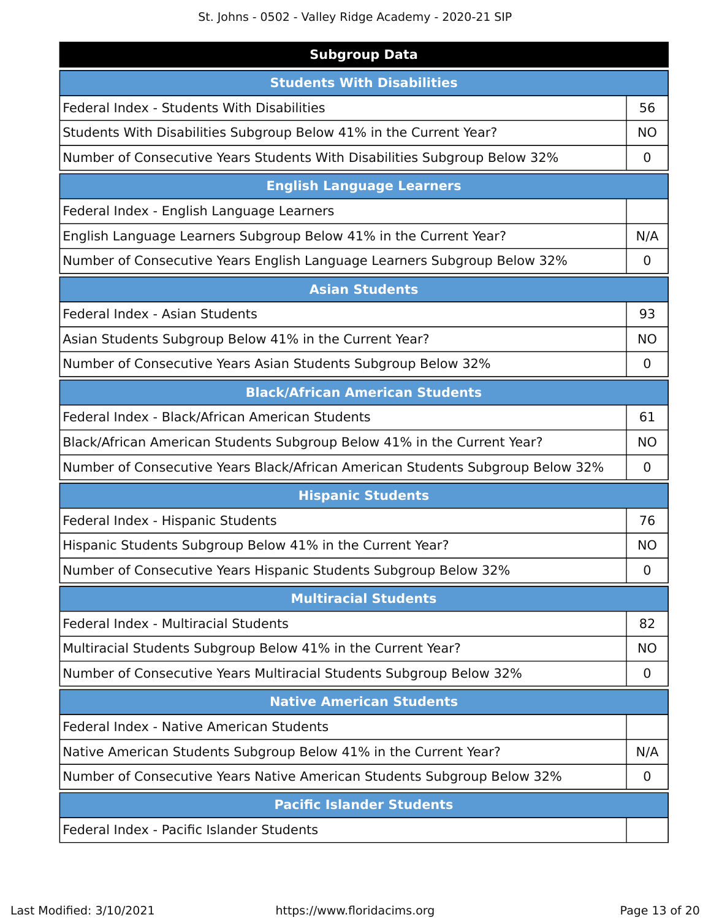## Subgroup Data

| Students With Disabilities | |
|---|---|
| Federal Index - Students With Disabilities | 56 |
| Students With Disabilities Subgroup Below 41% in the Current Year? | NO |
| Number of Consecutive Years Students With Disabilities Subgroup Below 32% | 0 |

| English Language Learners | |
|---|---|
| Federal Index - English Language Learners | |
| English Language Learners Subgroup Below 41% in the Current Year? | N/A |
| Number of Consecutive Years English Language Learners Subgroup Below 32% | 0 |

| Asian Students | |
|---|---|
| Federal Index - Asian Students | 93 |
| Asian Students Subgroup Below 41% in the Current Year? | NO |
| Number of Consecutive Years Asian Students Subgroup Below 32% | 0 |

| Black/African American Students | |
|---|---|
| Federal Index - Black/African American Students | 61 |
| Black/African American Students Subgroup Below 41% in the Current Year? | NO |
| Number of Consecutive Years Black/African American Students Subgroup Below 32% | 0 |

| Hispanic Students | |
|---|---|
| Federal Index - Hispanic Students | 76 |
| Hispanic Students Subgroup Below 41% in the Current Year? | NO |
| Number of Consecutive Years Hispanic Students Subgroup Below 32% | 0 |

| Multiracial Students | |
|---|---|
| Federal Index - Multiracial Students | 82 |
| Multiracial Students Subgroup Below 41% in the Current Year? | NO |
| Number of Consecutive Years Multiracial Students Subgroup Below 32% | 0 |

| Native American Students | |
|---|---|
| Federal Index - Native American Students | |
| Native American Students Subgroup Below 41% in the Current Year? | N/A |
| Number of Consecutive Years Native American Students Subgroup Below 32% | 0 |

| Pacific Islander Students | |
|---|---|
| Federal Index - Pacific Islander Students | |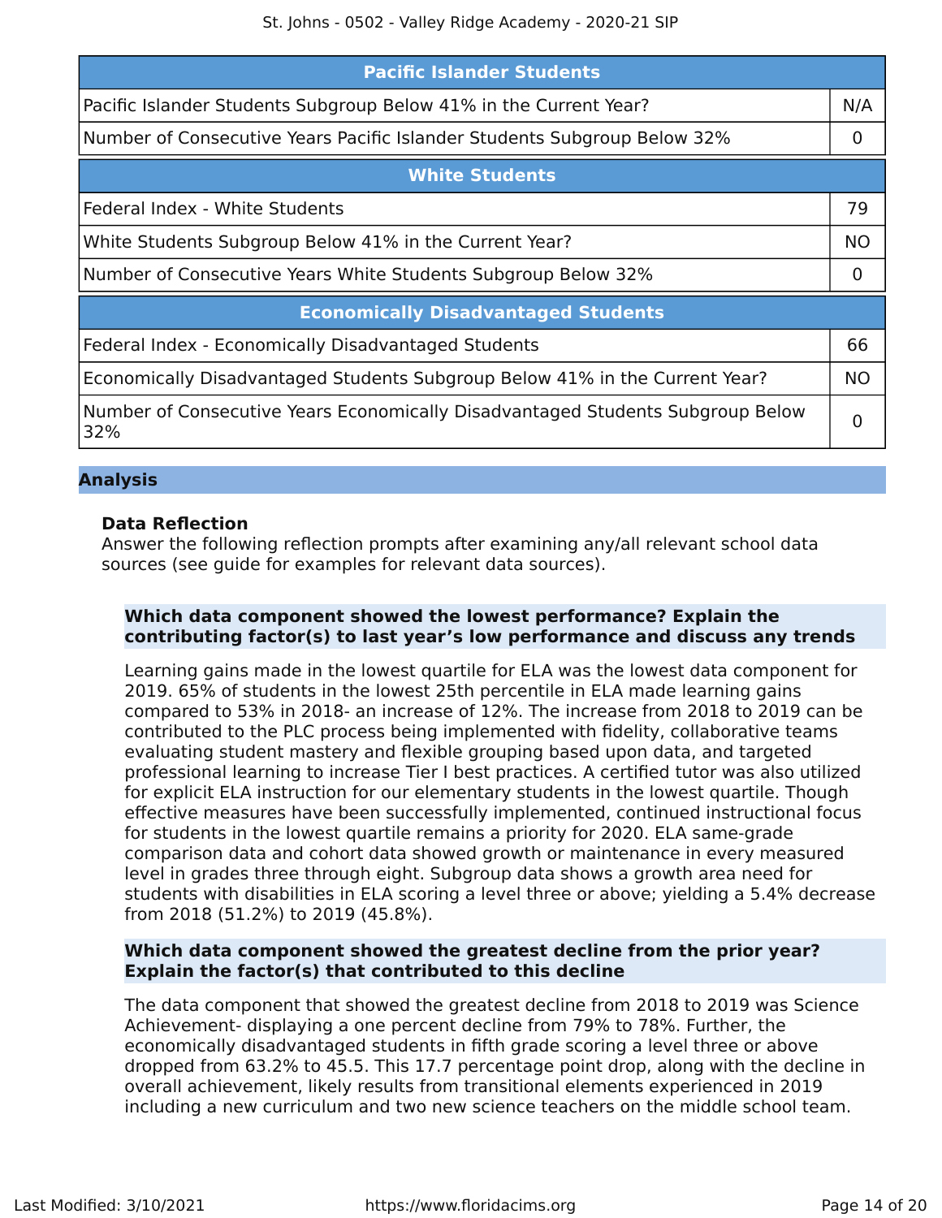| Pacific Islander Students | |
|---|---|
| Pacific Islander Students Subgroup Below 41% in the Current Year? | N/A |
| Number of Consecutive Years Pacific Islander Students Subgroup Below 32% | 0 |

| White Students | |
|---|---|
| Federal Index - White Students | 79 |
| White Students Subgroup Below 41% in the Current Year? | NO |
| Number of Consecutive Years White Students Subgroup Below 32% | 0 |

| Economically Disadvantaged Students | |
|---|---|
| Federal Index - Economically Disadvantaged Students | 66 |
| Economically Disadvantaged Students Subgroup Below 41% in the Current Year? | NO |
| Number of Consecutive Years Economically Disadvantaged Students Subgroup Below 32% | 0 |

## Analysis

### Data Reflection

Answer the following reflection prompts after examining any/all relevant school data sources (see guide for examples for relevant data sources).

**Which data component showed the lowest performance? Explain the contributing factor(s) to last year's low performance and discuss any trends**

Learning gains made in the lowest quartile for ELA was the lowest data component for 2019. 65% of students in the lowest 25th percentile in ELA made learning gains compared to 53% in 2018- an increase of 12%. The increase from 2018 to 2019 can be contributed to the PLC process being implemented with fidelity, collaborative teams evaluating student mastery and flexible grouping based upon data, and targeted professional learning to increase Tier I best practices. A certified tutor was also utilized for explicit ELA instruction for our elementary students in the lowest quartile. Though effective measures have been successfully implemented, continued instructional focus for students in the lowest quartile remains a priority for 2020. ELA same-grade comparison data and cohort data showed growth or maintenance in every measured level in grades three through eight. Subgroup data shows a growth area need for students with disabilities in ELA scoring a level three or above; yielding a 5.4% decrease from 2018 (51.2%) to 2019 (45.8%).

**Which data component showed the greatest decline from the prior year? Explain the factor(s) that contributed to this decline**

The data component that showed the greatest decline from 2018 to 2019 was Science Achievement- displaying a one percent decline from 79% to 78%. Further, the economically disadvantaged students in fifth grade scoring a level three or above dropped from 63.2% to 45.5. This 17.7 percentage point drop, along with the decline in overall achievement, likely results from transitional elements experienced in 2019 including a new curriculum and two new science teachers on the middle school team.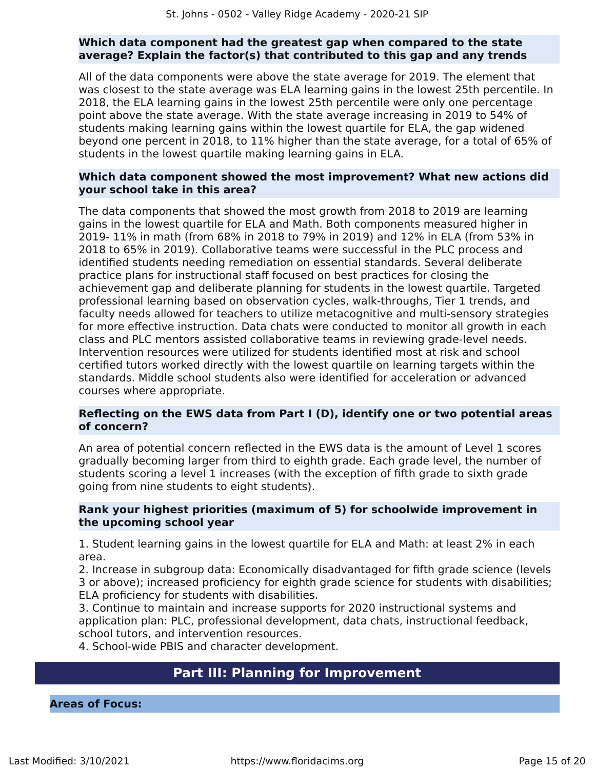### Which data component had the greatest gap when compared to the state average? Explain the factor(s) that contributed to this gap and any trends

All of the data components were above the state average for 2019. The element that was closest to the state average was ELA learning gains in the lowest 25th percentile. In 2018, the ELA learning gains in the lowest 25th percentile were only one percentage point above the state average. With the state average increasing in 2019 to 54% of students making learning gains within the lowest quartile for ELA, the gap widened beyond one percent in 2018, to 11% higher than the state average, for a total of 65% of students in the lowest quartile making learning gains in ELA.

### Which data component showed the most improvement? What new actions did your school take in this area?

The data components that showed the most growth from 2018 to 2019 are learning gains in the lowest quartile for ELA and Math. Both components measured higher in 2019- 11% in math (from 68% in 2018 to 79% in 2019) and 12% in ELA (from 53% in 2018 to 65% in 2019). Collaborative teams were successful in the PLC process and identified students needing remediation on essential standards. Several deliberate practice plans for instructional staff focused on best practices for closing the achievement gap and deliberate planning for students in the lowest quartile. Targeted professional learning based on observation cycles, walk-throughs, Tier 1 trends, and faculty needs allowed for teachers to utilize metacognitive and multi-sensory strategies for more effective instruction. Data chats were conducted to monitor all growth in each class and PLC mentors assisted collaborative teams in reviewing grade-level needs. Intervention resources were utilized for students identified most at risk and school certified tutors worked directly with the lowest quartile on learning targets within the standards. Middle school students also were identified for acceleration or advanced courses where appropriate.

### Reflecting on the EWS data from Part I (D), identify one or two potential areas of concern?

An area of potential concern reflected in the EWS data is the amount of Level 1 scores gradually becoming larger from third to eighth grade. Each grade level, the number of students scoring a level 1 increases (with the exception of fifth grade to sixth grade going from nine students to eight students).

### Rank your highest priorities (maximum of 5) for schoolwide improvement in the upcoming school year

1. Student learning gains in the lowest quartile for ELA and Math: at least 2% in each area.
2. Increase in subgroup data: Economically disadvantaged for fifth grade science (levels 3 or above); increased proficiency for eighth grade science for students with disabilities; ELA proficiency for students with disabilities.
3. Continue to maintain and increase supports for 2020 instructional systems and application plan: PLC, professional development, data chats, instructional feedback, school tutors, and intervention resources.
4. School-wide PBIS and character development.

## Part III: Planning for Improvement

### Areas of Focus: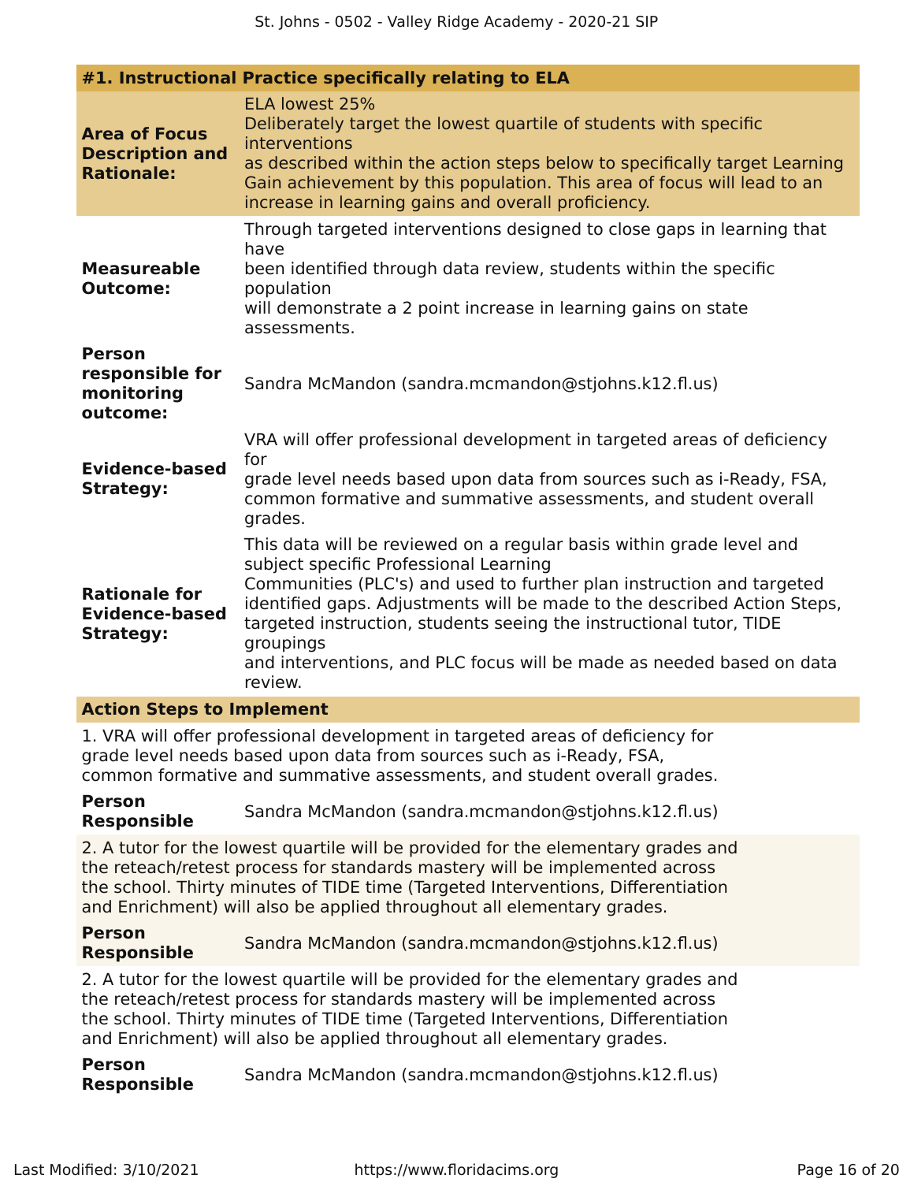## #1. Instructional Practice specifically relating to ELA

**Area of Focus Description and Rationale:**
ELA lowest 25%
Deliberately target the lowest quartile of students with specific interventions
as described within the action steps below to specifically target Learning Gain achievement by this population. This area of focus will lead to an increase in learning gains and overall proficiency.

**Measureable Outcome:**
Through targeted interventions designed to close gaps in learning that have
been identified through data review, students within the specific population
will demonstrate a 2 point increase in learning gains on state assessments.

**Person responsible for monitoring outcome:**
Sandra McMandon (sandra.mcmandon@stjohns.k12.fl.us)

**Evidence-based Strategy:**
VRA will offer professional development in targeted areas of deficiency for
grade level needs based upon data from sources such as i-Ready, FSA, common formative and summative assessments, and student overall grades.

**Rationale for Evidence-based Strategy:**
This data will be reviewed on a regular basis within grade level and subject specific Professional Learning
Communities (PLC's) and used to further plan instruction and targeted identified gaps. Adjustments will be made to the described Action Steps, targeted instruction, students seeing the instructional tutor, TIDE groupings
and interventions, and PLC focus will be made as needed based on data review.

### Action Steps to Implement

1. VRA will offer professional development in targeted areas of deficiency for grade level needs based upon data from sources such as i-Ready, FSA, common formative and summative assessments, and student overall grades.

**Person Responsible:** Sandra McMandon (sandra.mcmandon@stjohns.k12.fl.us)

2. A tutor for the lowest quartile will be provided for the elementary grades and the reteach/retest process for standards mastery will be implemented across the school. Thirty minutes of TIDE time (Targeted Interventions, Differentiation and Enrichment) will also be applied throughout all elementary grades.

**Person Responsible:** Sandra McMandon (sandra.mcmandon@stjohns.k12.fl.us)

2. A tutor for the lowest quartile will be provided for the elementary grades and the reteach/retest process for standards mastery will be implemented across the school. Thirty minutes of TIDE time (Targeted Interventions, Differentiation and Enrichment) will also be applied throughout all elementary grades.

**Person Responsible:** Sandra McMandon (sandra.mcmandon@stjohns.k12.fl.us)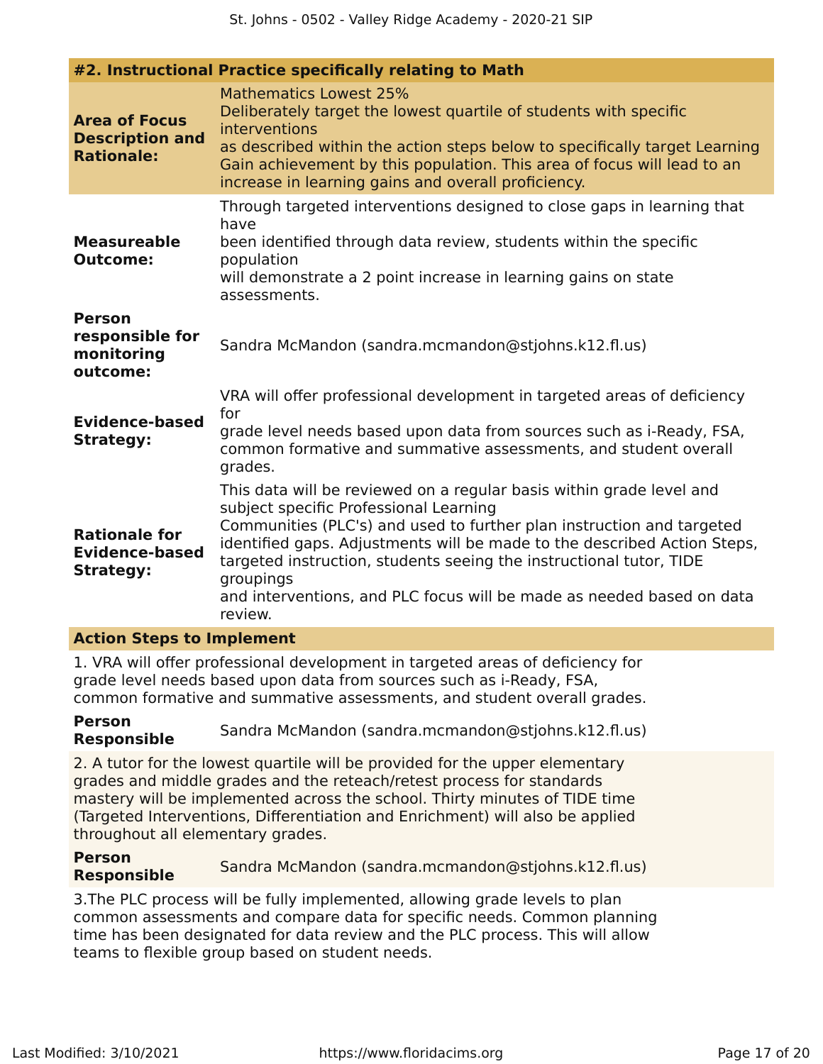#### #2. Instructional Practice specifically relating to Math

| | |
|---|---|
| **Area of Focus Description and Rationale:** | Mathematics Lowest 25% Deliberately target the lowest quartile of students with specific interventions as described within the action steps below to specifically target Learning Gain achievement by this population. This area of focus will lead to an increase in learning gains and overall proficiency. |
| **Measureable Outcome:** | Through targeted interventions designed to close gaps in learning that have been identified through data review, students within the specific population will demonstrate a 2 point increase in learning gains on state assessments. |
| **Person responsible for monitoring outcome:** | Sandra McMandon (sandra.mcmandon@stjohns.k12.fl.us) |
| **Evidence-based Strategy:** | VRA will offer professional development in targeted areas of deficiency for grade level needs based upon data from sources such as i-Ready, FSA, common formative and summative assessments, and student overall grades. |
| **Rationale for Evidence-based Strategy:** | This data will be reviewed on a regular basis within grade level and subject specific Professional Learning Communities (PLC's) and used to further plan instruction and targeted identified gaps. Adjustments will be made to the described Action Steps, targeted instruction, students seeing the instructional tutor, TIDE groupings and interventions, and PLC focus will be made as needed based on data review. |

**Action Steps to Implement**

1. VRA will offer professional development in targeted areas of deficiency for grade level needs based upon data from sources such as i-Ready, FSA, common formative and summative assessments, and student overall grades.

**Person Responsible** Sandra McMandon (sandra.mcmandon@stjohns.k12.fl.us)

2. A tutor for the lowest quartile will be provided for the upper elementary grades and middle grades and the reteach/retest process for standards mastery will be implemented across the school. Thirty minutes of TIDE time (Targeted Interventions, Differentiation and Enrichment) will also be applied throughout all elementary grades.

**Person Responsible** Sandra McMandon (sandra.mcmandon@stjohns.k12.fl.us)

3.The PLC process will be fully implemented, allowing grade levels to plan common assessments and compare data for specific needs. Common planning time has been designated for data review and the PLC process. This will allow teams to flexible group based on student needs.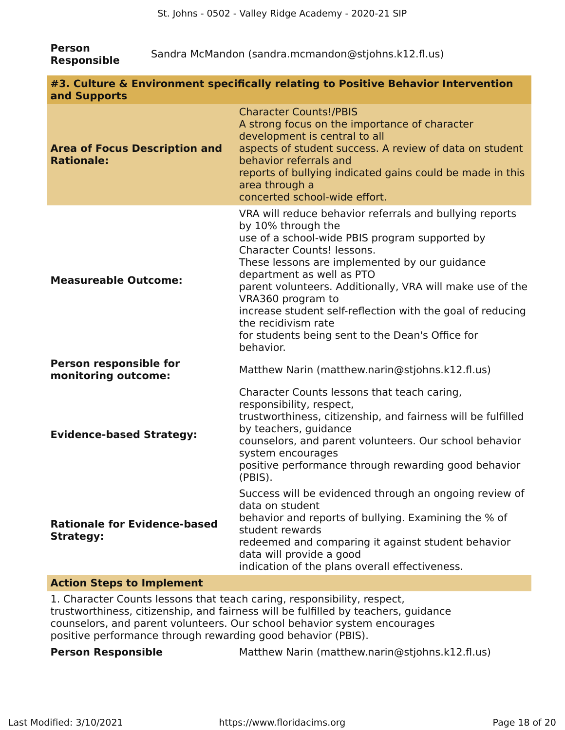| | |
|---|---|
| **Person Responsible** | Sandra McMandon (sandra.mcmandon@stjohns.k12.fl.us) |

**#3. Culture & Environment specifically relating to Positive Behavior Intervention and Supports**

| | |
|---|---|
| **Area of Focus Description and Rationale:** | Character Counts!/PBIS A strong focus on the importance of character development is central to all aspects of student success. A review of data on student behavior referrals and reports of bullying indicated gains could be made in this area through a concerted school-wide effort. |
| **Measureable Outcome:** | VRA will reduce behavior referrals and bullying reports by 10% through the use of a school-wide PBIS program supported by Character Counts! lessons. These lessons are implemented by our guidance department as well as PTO parent volunteers. Additionally, VRA will make use of the VRA360 program to increase student self-reflection with the goal of reducing the recidivism rate for students being sent to the Dean's Office for behavior. |
| **Person responsible for monitoring outcome:** | Matthew Narin (matthew.narin@stjohns.k12.fl.us) |
| **Evidence-based Strategy:** | Character Counts lessons that teach caring, responsibility, respect, trustworthiness, citizenship, and fairness will be fulfilled by teachers, guidance counselors, and parent volunteers. Our school behavior system encourages positive performance through rewarding good behavior (PBIS). |
| **Rationale for Evidence-based Strategy:** | Success will be evidenced through an ongoing review of data on student behavior and reports of bullying. Examining the % of student rewards redeemed and comparing it against student behavior data will provide a good indication of the plans overall effectiveness. |

**Action Steps to Implement**

1. Character Counts lessons that teach caring, responsibility, respect, trustworthiness, citizenship, and fairness will be fulfilled by teachers, guidance counselors, and parent volunteers. Our school behavior system encourages positive performance through rewarding good behavior (PBIS).

| | |
|---|---|
| **Person Responsible** | Matthew Narin (matthew.narin@stjohns.k12.fl.us) |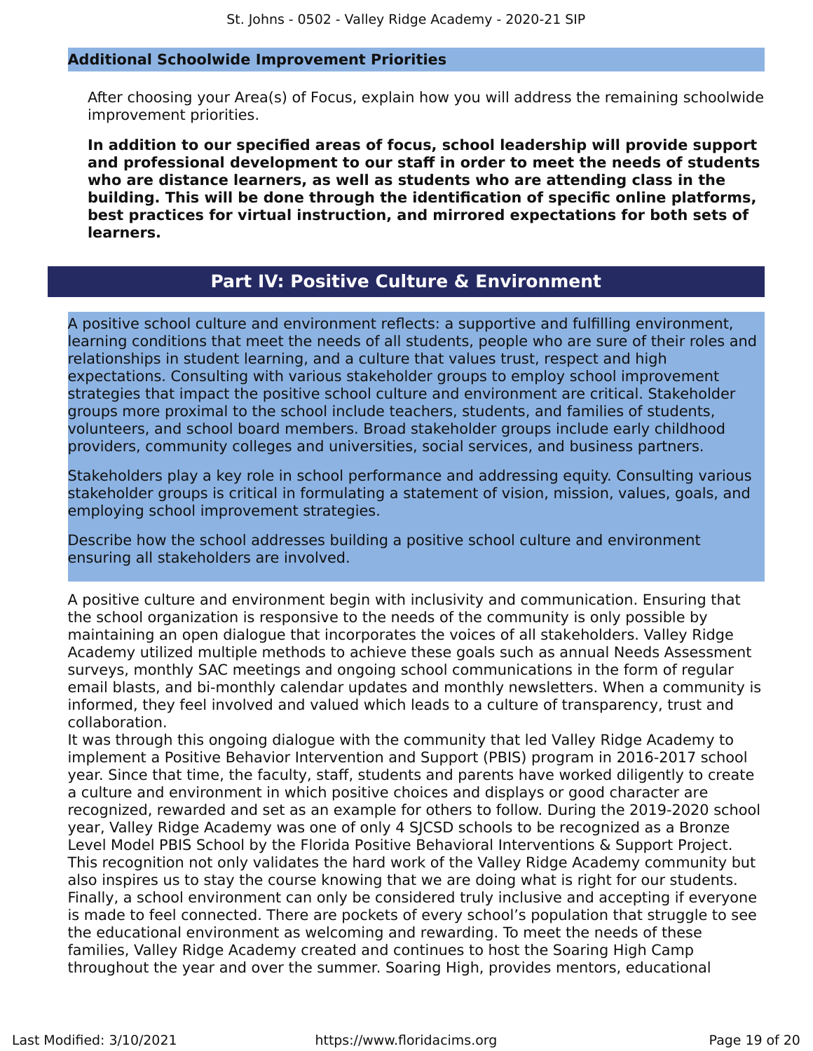### Additional Schoolwide Improvement Priorities

After choosing your Area(s) of Focus, explain how you will address the remaining schoolwide improvement priorities.

**In addition to our specified areas of focus, school leadership will provide support and professional development to our staff in order to meet the needs of students who are distance learners, as well as students who are attending class in the building. This will be done through the identification of specific online platforms, best practices for virtual instruction, and mirrored expectations for both sets of learners.**

## Part IV: Positive Culture & Environment

A positive school culture and environment reflects: a supportive and fulfilling environment, learning conditions that meet the needs of all students, people who are sure of their roles and relationships in student learning, and a culture that values trust, respect and high expectations. Consulting with various stakeholder groups to employ school improvement strategies that impact the positive school culture and environment are critical. Stakeholder groups more proximal to the school include teachers, students, and families of students, volunteers, and school board members. Broad stakeholder groups include early childhood providers, community colleges and universities, social services, and business partners.

Stakeholders play a key role in school performance and addressing equity. Consulting various stakeholder groups is critical in formulating a statement of vision, mission, values, goals, and employing school improvement strategies.

Describe how the school addresses building a positive school culture and environment ensuring all stakeholders are involved.

A positive culture and environment begin with inclusivity and communication. Ensuring that the school organization is responsive to the needs of the community is only possible by maintaining an open dialogue that incorporates the voices of all stakeholders. Valley Ridge Academy utilized multiple methods to achieve these goals such as annual Needs Assessment surveys, monthly SAC meetings and ongoing school communications in the form of regular email blasts, and bi-monthly calendar updates and monthly newsletters. When a community is informed, they feel involved and valued which leads to a culture of transparency, trust and collaboration.
It was through this ongoing dialogue with the community that led Valley Ridge Academy to implement a Positive Behavior Intervention and Support (PBIS) program in 2016-2017 school year. Since that time, the faculty, staff, students and parents have worked diligently to create a culture and environment in which positive choices and displays or good character are recognized, rewarded and set as an example for others to follow. During the 2019-2020 school year, Valley Ridge Academy was one of only 4 SJCSD schools to be recognized as a Bronze Level Model PBIS School by the Florida Positive Behavioral Interventions & Support Project. This recognition not only validates the hard work of the Valley Ridge Academy community but also inspires us to stay the course knowing that we are doing what is right for our students.
Finally, a school environment can only be considered truly inclusive and accepting if everyone is made to feel connected. There are pockets of every school's population that struggle to see the educational environment as welcoming and rewarding. To meet the needs of these families, Valley Ridge Academy created and continues to host the Soaring High Camp throughout the year and over the summer. Soaring High, provides mentors, educational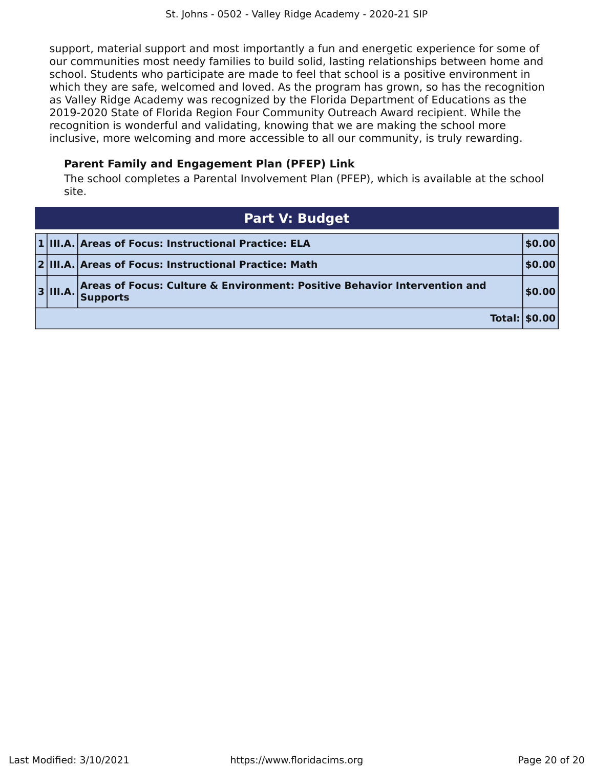support, material support and most importantly a fun and energetic experience for some of our communities most needy families to build solid, lasting relationships between home and school. Students who participate are made to feel that school is a positive environment in which they are safe, welcomed and loved. As the program has grown, so has the recognition as Valley Ridge Academy was recognized by the Florida Department of Educations as the 2019-2020 State of Florida Region Four Community Outreach Award recipient. While the recognition is wonderful and validating, knowing that we are making the school more inclusive, more welcoming and more accessible to all our community, is truly rewarding.

### Parent Family and Engagement Plan (PFEP) Link

The school completes a Parental Involvement Plan (PFEP), which is available at the school site.

## Part V: Budget

| | | | |
|---|---|---|---|
| **1** | **III.A.** | **Areas of Focus: Instructional Practice: ELA** | **$0.00** |
| **2** | **III.A.** | **Areas of Focus: Instructional Practice: Math** | **$0.00** |
| **3** | **III.A.** | **Areas of Focus: Culture & Environment: Positive Behavior Intervention and Supports** | **$0.00** |
| | | **Total:** | **$0.00** |